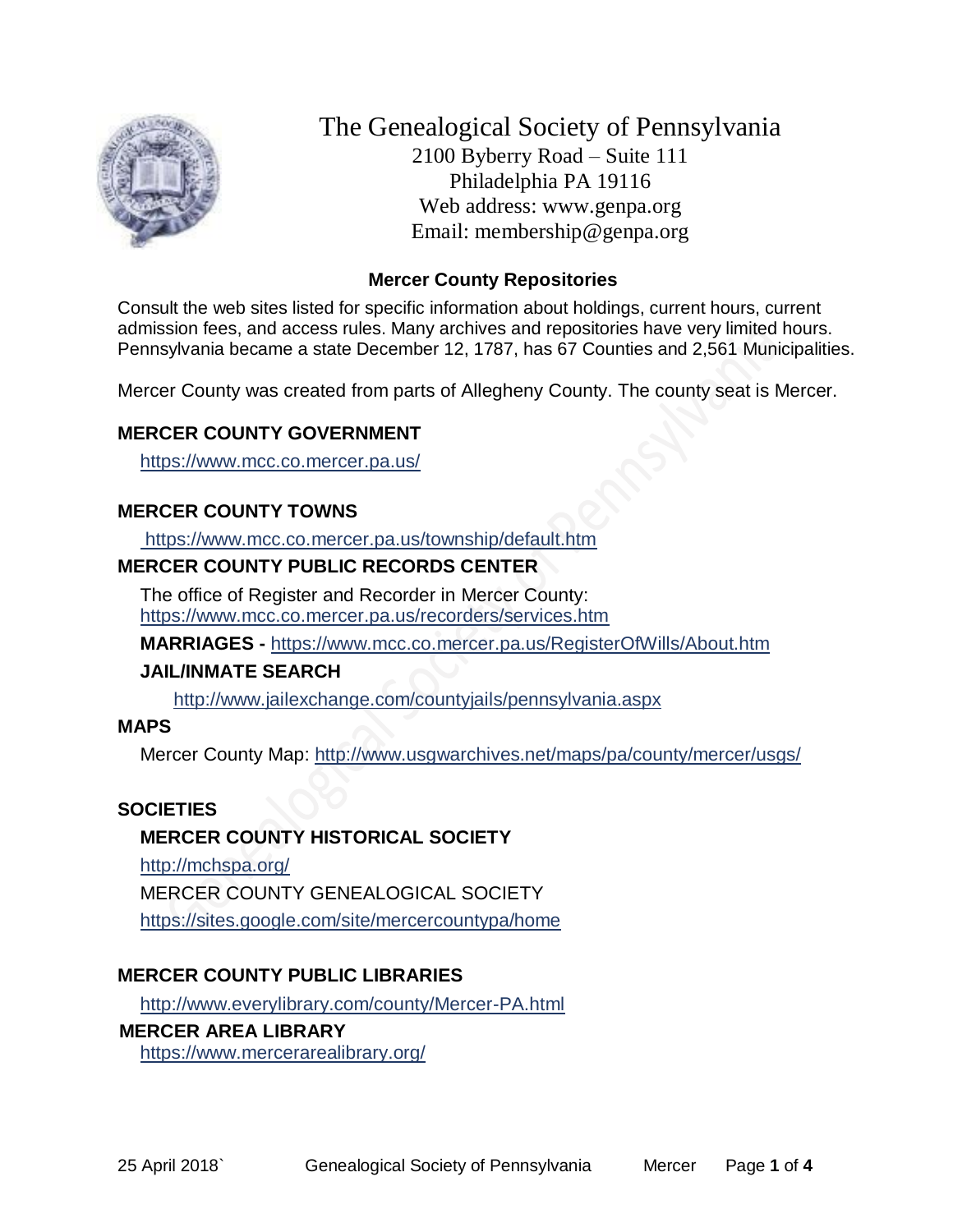# The Genealogical Society of Pennsylvania

2100 Byberry Road – Suite 111
Philadelphia PA 19116
Web address: www.genpa.org
Email: membership@genpa.org

## Mercer County Repositories

Consult the web sites listed for specific information about holdings, current hours, current admission fees, and access rules. Many archives and repositories have very limited hours. Pennsylvania became a state December 12, 1787, has 67 Counties and 2,561 Municipalities.

Mercer County was created from parts of Allegheny County. The county seat is Mercer.

### MERCER COUNTY GOVERNMENT

https://www.mcc.co.mercer.pa.us/

### MERCER COUNTY TOWNS

https://www.mcc.co.mercer.pa.us/township/default.htm

### MERCER COUNTY PUBLIC RECORDS CENTER

The office of Register and Recorder in Mercer County:
https://www.mcc.co.mercer.pa.us/recorders/services.htm

**MARRIAGES -** https://www.mcc.co.mercer.pa.us/RegisterOfWills/About.htm

**JAIL/INMATE SEARCH**

http://www.jailexchange.com/countyjails/pennsylvania.aspx

### MAPS

Mercer County Map: http://www.usgwarchives.net/maps/pa/county/mercer/usgs/

### SOCIETIES

**MERCER COUNTY HISTORICAL SOCIETY**

http://mchspa.org/

MERCER COUNTY GENEALOGICAL SOCIETY

https://sites.google.com/site/mercercountypa/home

### MERCER COUNTY PUBLIC LIBRARIES

http://www.everylibrary.com/county/Mercer-PA.html

**MERCER AREA LIBRARY**

https://www.mercerarealibrary.org/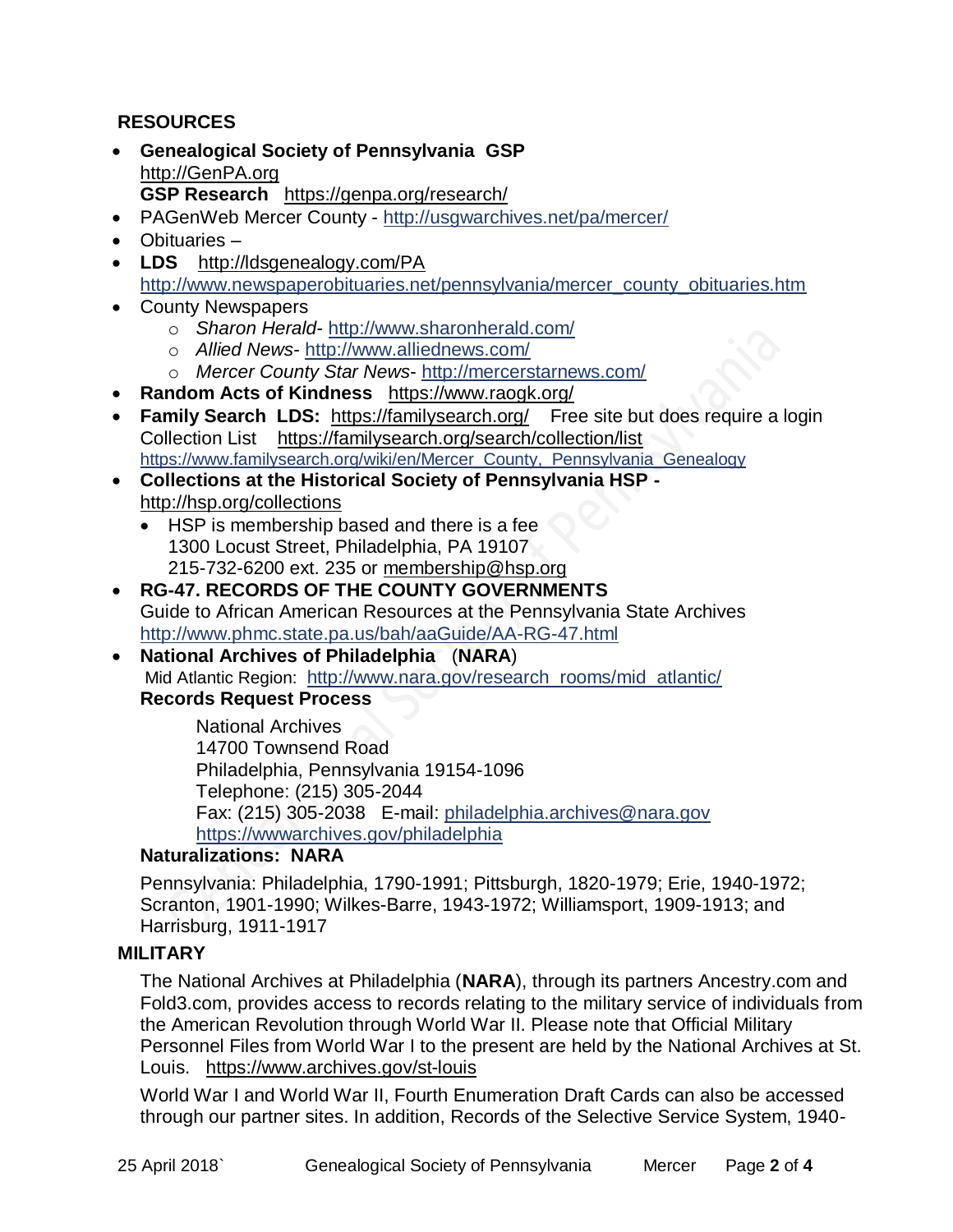## RESOURCES

- **Genealogical Society of Pennsylvania GSP** http://GenPA.org
  **GSP Research** https://genpa.org/research/
- PAGenWeb Mercer County - http://usgwarchives.net/pa/mercer/
- Obituaries –
- **LDS** http://ldsgenealogy.com/PA
  http://www.newspaperobituaries.net/pennsylvania/mercer_county_obituaries.htm
- County Newspapers
  - *Sharon Herald*- http://www.sharonherald.com/
  - *Allied News*- http://www.alliednews.com/
  - *Mercer County Star News*- http://mercerstarnews.com/
- **Random Acts of Kindness** https://www.raogk.org/
- **Family Search LDS:** https://familysearch.org/ Free site but does require a login
  Collection List https://familysearch.org/search/collection/list
  https://www.familysearch.org/wiki/en/Mercer_County,_Pennsylvania_Genealogy
- **Collections at the Historical Society of Pennsylvania HSP -** http://hsp.org/collections
  - HSP is membership based and there is a fee
    1300 Locust Street, Philadelphia, PA 19107
    215-732-6200 ext. 235 or membership@hsp.org
- **RG-47. RECORDS OF THE COUNTY GOVERNMENTS**
  Guide to African American Resources at the Pennsylvania State Archives
  http://www.phmc.state.pa.us/bah/aaGuide/AA-RG-47.html
- **National Archives of Philadelphia** (**NARA**)
  Mid Atlantic Region: http://www.nara.gov/research_rooms/mid_atlantic/
  **Records Request Process**

  National Archives
  14700 Townsend Road
  Philadelphia, Pennsylvania 19154-1096
  Telephone: (215) 305-2044
  Fax: (215) 305-2038 E-mail: philadelphia.archives@nara.gov
  https://wwwarchives.gov/philadelphia

  **Naturalizations: NARA**

  Pennsylvania: Philadelphia, 1790-1991; Pittsburgh, 1820-1979; Erie, 1940-1972; Scranton, 1901-1990; Wilkes-Barre, 1943-1972; Williamsport, 1909-1913; and Harrisburg, 1911-1917

## MILITARY

The National Archives at Philadelphia (**NARA**), through its partners Ancestry.com and Fold3.com, provides access to records relating to the military service of individuals from the American Revolution through World War II. Please note that Official Military Personnel Files from World War I to the present are held by the National Archives at St. Louis. https://www.archives.gov/st-louis

World War I and World War II, Fourth Enumeration Draft Cards can also be accessed through our partner sites. In addition, Records of the Selective Service System, 1940-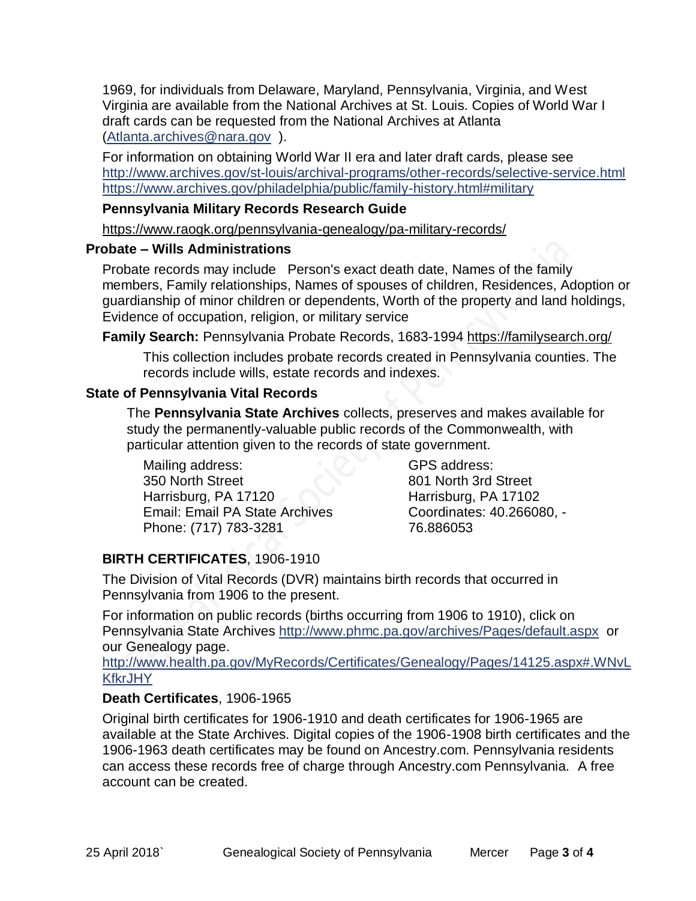1969, for individuals from Delaware, Maryland, Pennsylvania, Virginia, and West Virginia are available from the National Archives at St. Louis. Copies of World War I draft cards can be requested from the National Archives at Atlanta (Atlanta.archives@nara.gov ).

For information on obtaining World War II era and later draft cards, please see
http://www.archives.gov/st-louis/archival-programs/other-records/selective-service.html
https://www.archives.gov/philadelphia/public/family-history.html#military

**Pennsylvania Military Records Research Guide**

https://www.raogk.org/pennsylvania-genealogy/pa-military-records/

### Probate – Wills Administrations

Probate records may include Person's exact death date, Names of the family members, Family relationships, Names of spouses of children, Residences, Adoption or guardianship of minor children or dependents, Worth of the property and land holdings, Evidence of occupation, religion, or military service

**Family Search:** Pennsylvania Probate Records, 1683-1994 https://familysearch.org/

This collection includes probate records created in Pennsylvania counties. The records include wills, estate records and indexes.

### State of Pennsylvania Vital Records

The **Pennsylvania State Archives** collects, preserves and makes available for study the permanently-valuable public records of the Commonwealth, with particular attention given to the records of state government.

Mailing address:
350 North Street
Harrisburg, PA 17120
Email: Email PA State Archives
Phone: (717) 783-3281

GPS address:
801 North 3rd Street
Harrisburg, PA 17102
Coordinates: 40.266080, -76.886053

**BIRTH CERTIFICATES**, 1906-1910

The Division of Vital Records (DVR) maintains birth records that occurred in Pennsylvania from 1906 to the present.

For information on public records (births occurring from 1906 to 1910), click on Pennsylvania State Archives http://www.phmc.pa.gov/archives/Pages/default.aspx or our Genealogy page.
http://www.health.pa.gov/MyRecords/Certificates/Genealogy/Pages/14125.aspx#.WNvLKfkrJHY

**Death Certificates**, 1906-1965

Original birth certificates for 1906-1910 and death certificates for 1906-1965 are available at the State Archives. Digital copies of the 1906-1908 birth certificates and the 1906-1963 death certificates may be found on Ancestry.com. Pennsylvania residents can access these records free of charge through Ancestry.com Pennsylvania. A free account can be created.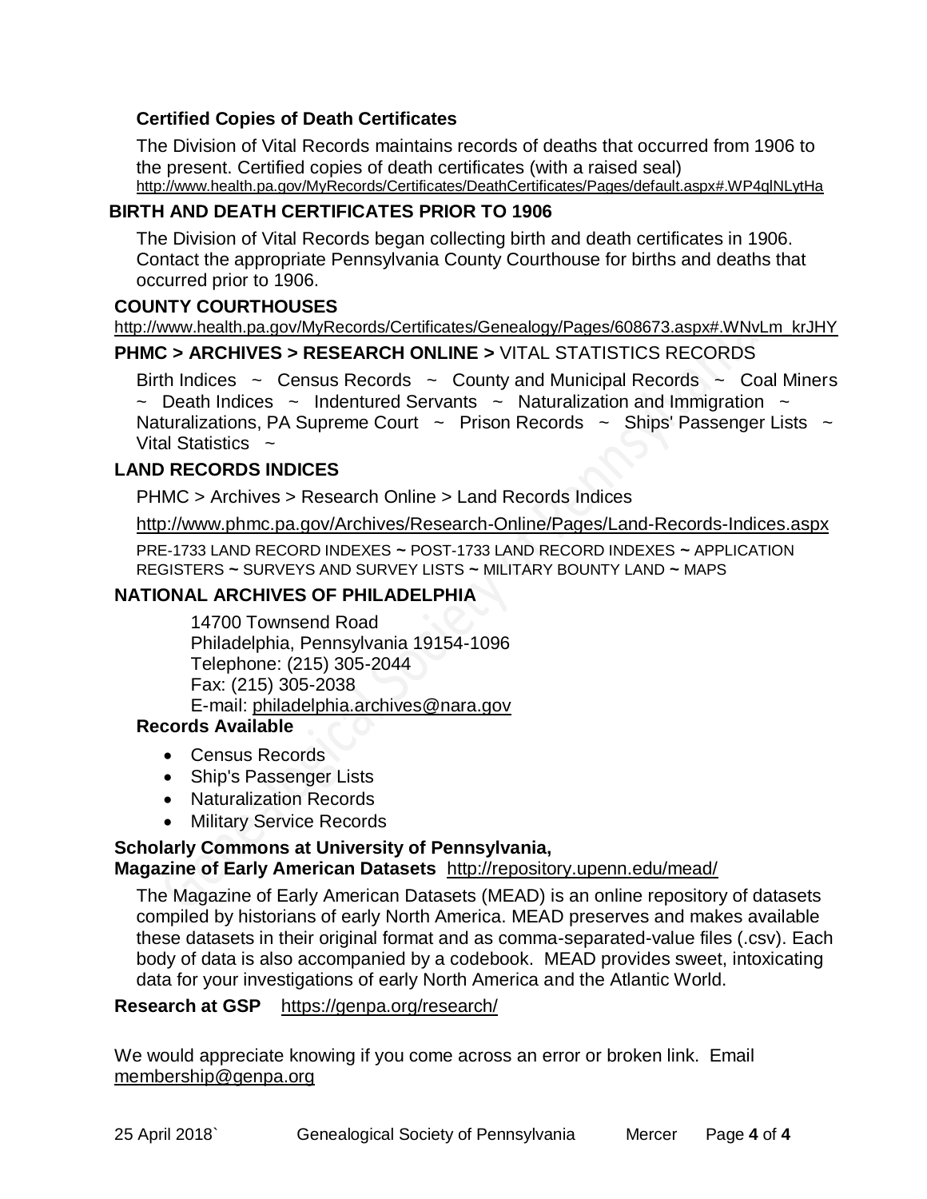### Certified Copies of Death Certificates

The Division of Vital Records maintains records of deaths that occurred from 1906 to the present. Certified copies of death certificates (with a raised seal)
http://www.health.pa.gov/MyRecords/Certificates/DeathCertificates/Pages/default.aspx#.WP4qlNLytHa

## BIRTH AND DEATH CERTIFICATES PRIOR TO 1906

The Division of Vital Records began collecting birth and death certificates in 1906. Contact the appropriate Pennsylvania County Courthouse for births and deaths that occurred prior to 1906.

## COUNTY COURTHOUSES

http://www.health.pa.gov/MyRecords/Certificates/Genealogy/Pages/608673.aspx#.WNvLm_krJHY

## PHMC > ARCHIVES > RESEARCH ONLINE > VITAL STATISTICS RECORDS

Birth Indices ~ Census Records ~ County and Municipal Records ~ Coal Miners ~ Death Indices ~ Indentured Servants ~ Naturalization and Immigration ~ Naturalizations, PA Supreme Court ~ Prison Records ~ Ships' Passenger Lists ~ Vital Statistics ~

## LAND RECORDS INDICES

PHMC > Archives > Research Online > Land Records Indices

http://www.phmc.pa.gov/Archives/Research-Online/Pages/Land-Records-Indices.aspx

PRE-1733 LAND RECORD INDEXES ~ POST-1733 LAND RECORD INDEXES ~ APPLICATION REGISTERS ~ SURVEYS AND SURVEY LISTS ~ MILITARY BOUNTY LAND ~ MAPS

## NATIONAL ARCHIVES OF PHILADELPHIA

14700 Townsend Road
Philadelphia, Pennsylvania 19154-1096
Telephone: (215) 305-2044
Fax: (215) 305-2038
E-mail: philadelphia.archives@nara.gov

### Records Available

- Census Records
- Ship's Passenger Lists
- Naturalization Records
- Military Service Records

### Scholarly Commons at University of Pennsylvania, Magazine of Early American Datasets http://repository.upenn.edu/mead/

The Magazine of Early American Datasets (MEAD) is an online repository of datasets compiled by historians of early North America. MEAD preserves and makes available these datasets in their original format and as comma-separated-value files (.csv). Each body of data is also accompanied by a codebook. MEAD provides sweet, intoxicating data for your investigations of early North America and the Atlantic World.

### Research at GSP https://genpa.org/research/

We would appreciate knowing if you come across an error or broken link. Email membership@genpa.org